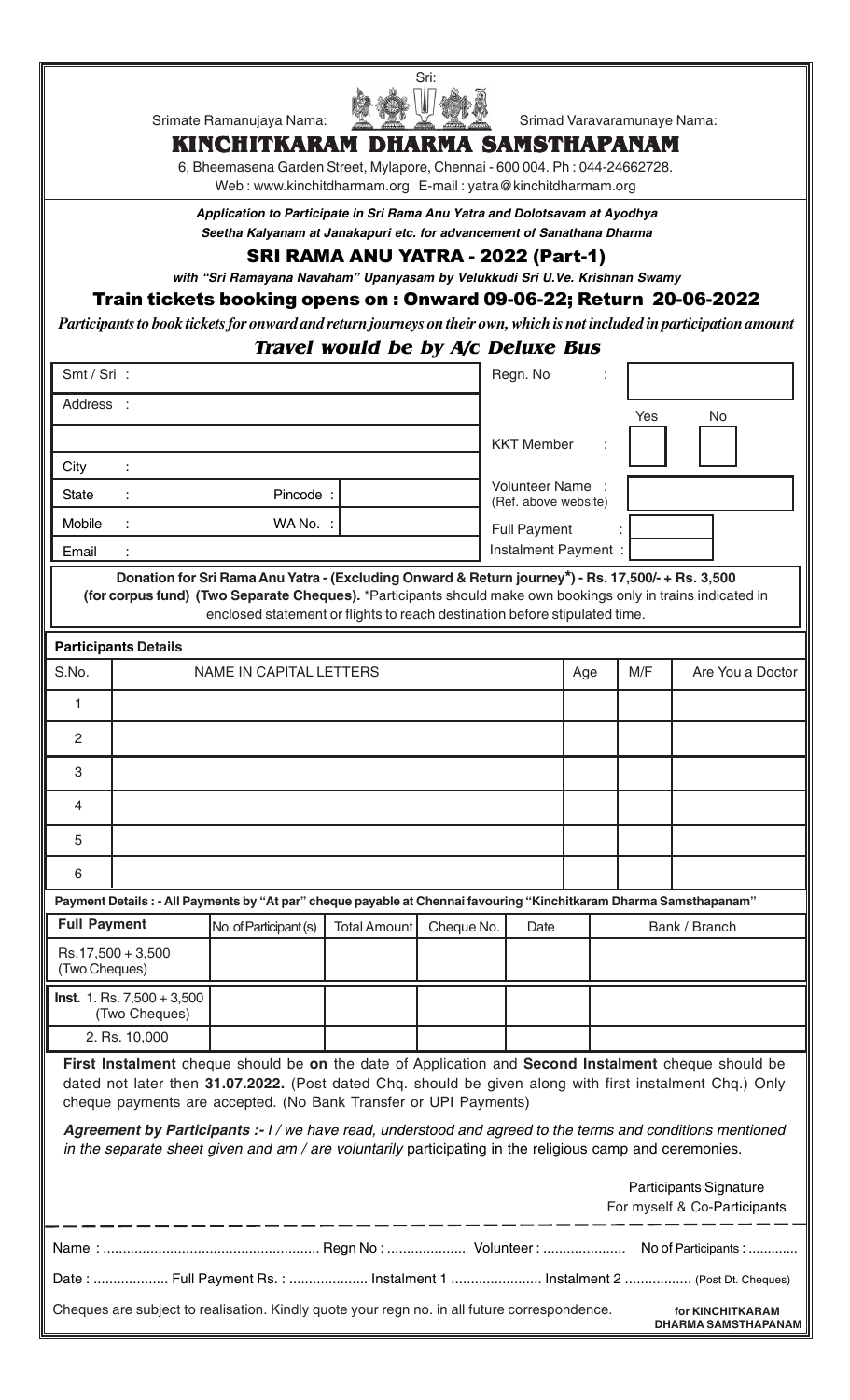Sri:

Srimate Ramanujaya Nama: Srimad Varavaramunaye Nama:

# KINCHITKARAM DHARMA SAMSTHAPANAM

6, Bheemasena Garden Street, Mylapore, Chennai - 600 004. Ph : 044-24662728.
Web : www.kinchitdharmam.org E-mail : yatra@kinchitdharmam.org

***Application to Participate in Sri Rama Anu Yatra and Dolotsavam at Ayodhya***
***Seetha Kalyanam at Janakapuri etc. for advancement of Sanathana Dharma***

## SRI RAMA ANU YATRA - 2022 (Part-1)

***with "Sri Ramayana Navaham" Upanyasam by Velukkudi Sri U.Ve. Krishnan Swamy***

### Train tickets booking opens on : Onward 09-06-22; Return 20-06-2022

***Participants to book tickets for onward and return journeys on their own, which is not included in participation amount***

### *Travel would be by A/c Deluxe Bus*

| | | | |
|---|---|---|---|
| Smt / Sri : | | Regn. No : | |
| Address : | | | Yes / No |
| | | KKT Member : | |
| City : | | | |
| State : | Pincode : | Volunteer Name : (Ref. above website) | |
| Mobile : | WA No. : | Full Payment : | |
| Email : | | Instalment Payment : | |

**Donation for Sri Rama Anu Yatra - (Excluding Onward & Return journey\*) - Rs. 17,500/- + Rs. 3,500 (for corpus fund) (Two Separate Cheques).** \*Participants should make own bookings only in trains indicated in enclosed statement or flights to reach destination before stipulated time.

**Participants Details**

| S.No. | NAME IN CAPITAL LETTERS | Age | M/F | Are You a Doctor |
|---|---|---|---|---|
| 1 | | | | |
| 2 | | | | |
| 3 | | | | |
| 4 | | | | |
| 5 | | | | |
| 6 | | | | |

**Payment Details : - All Payments by "At par" cheque payable at Chennai favouring "Kinchitkaram Dharma Samsthapanam"**

| **Full Payment** | No. of Participant(s) | Total Amount | Cheque No. | Date | Bank / Branch |
|---|---|---|---|---|---|
| Rs.17,500 + 3,500 (Two Cheques) | | | | | |
| **Inst.** 1. Rs. 7,500 + 3,500 (Two Cheques) | | | | | |
| 2. Rs. 10,000 | | | | | |

**First Instalment** cheque should be **on** the date of Application and **Second Instalment** cheque should be dated not later then **31.07.2022.** (Post dated Chq. should be given along with first instalment Chq.) Only cheque payments are accepted. (No Bank Transfer or UPI Payments)

***Agreement by Participants :-*** *I / we have read, understood and agreed to the terms and conditions mentioned in the separate sheet given and am / are voluntarily* participating in the religious camp and ceremonies.

Participants Signature
For myself & Co-Participants

---

Name : ...................................................... Regn No : .................... Volunteer : .................... No of Participants : .............

Date : ................... Full Payment Rs. : .................... Instalment 1 ....................... Instalment 2 ................. (Post Dt. Cheques)

Cheques are subject to realisation. Kindly quote your regn no. in all future correspondence.

**for KINCHITKARAM DHARMA SAMSTHAPANAM**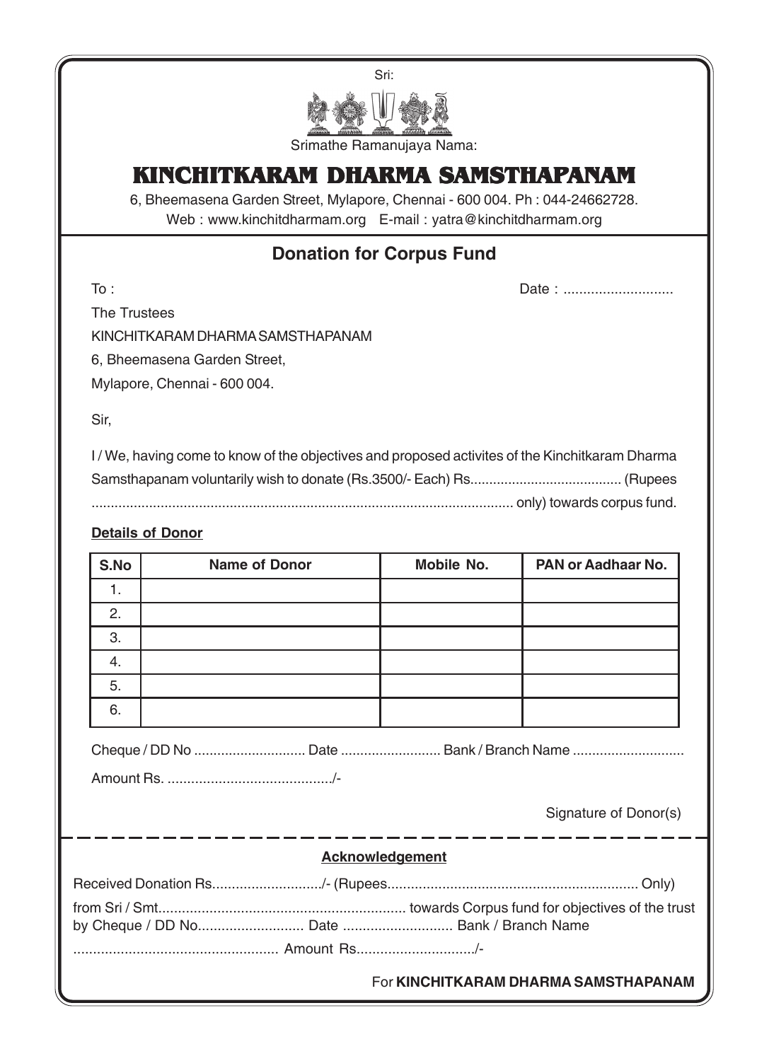Sri:

Srimathe Ramanujaya Nama:

# KINCHITKARAM DHARMA SAMSTHAPANAM

6, Bheemasena Garden Street, Mylapore, Chennai - 600 004. Ph : 044-24662728.
Web : www.kinchitdharmam.org E-mail : yatra@kinchitdharmam.org

## Donation for Corpus Fund

To : Date : ............................

The Trustees
KINCHITKARAM DHARMA SAMSTHAPANAM
6, Bheemasena Garden Street,
Mylapore, Chennai - 600 004.

Sir,

I / We, having come to know of the objectives and proposed activites of the Kinchitkaram Dharma Samsthapanam voluntarily wish to donate (Rs.3500/- Each) Rs........................................ (Rupees ............................................................................................................. only) towards corpus fund.

**Details of Donor**

| S.No | Name of Donor | Mobile No. | PAN or Aadhaar No. |
|---|---|---|---|
| 1. | | | |
| 2. | | | |
| 3. | | | |
| 4. | | | |
| 5. | | | |
| 6. | | | |

Cheque / DD No ............................ Date ......................... Bank / Branch Name ............................

Amount Rs. ........................................../-

Signature of Donor(s)

---

**Acknowledgement**

Received Donation Rs............................/- (Rupees................................................................ Only)

from Sri / Smt............................................................... towards Corpus fund for objectives of the trust by Cheque / DD No........................... Date ............................ Bank / Branch Name

.................................................... Amount Rs............................./-

For **KINCHITKARAM DHARMA SAMSTHAPANAM**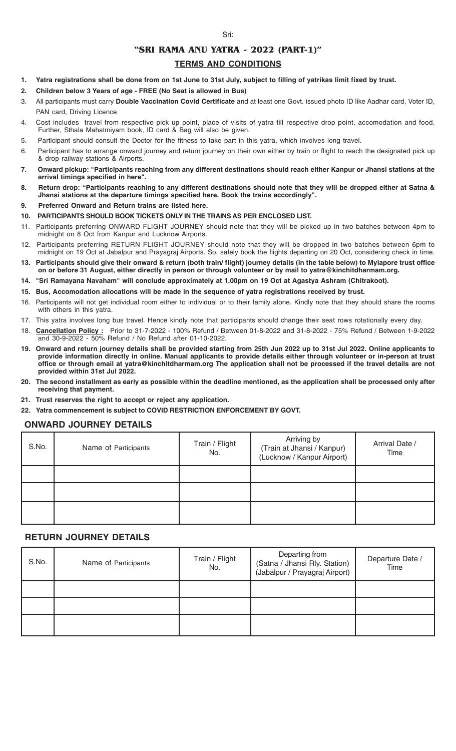Sri:

# "SRI RAMA ANU YATRA - 2022 (PART-1)"

## TERMS AND CONDITIONS

1. **Yatra registrations shall be done from on 1st June to 31st July, subject to filling of yatrikas limit fixed by trust.**
2. **Children below 3 Years of age - FREE (No Seat is allowed in Bus)**
3. All participants must carry **Double Vaccination Covid Certificate** and at least one Govt. issued photo ID like Aadhar card, Voter ID, PAN card, Driving Licence
4. Cost includes travel from respective pick up point, place of visits of yatra till respective drop point, accomodation and food. Further, Sthala Mahatmiyam book, ID card & Bag will also be given.
5. Participant should consult the Doctor for the fitness to take part in this yatra, which involves long travel.
6. Participant has to arrange onward journey and return journey on their own either by train or flight to reach the designated pick up & drop railway stations & Airports.
7. **Onward pickup: "Participants reaching from any different destinations should reach either Kanpur or Jhansi stations at the arrival timings specified in here".**
8. **Return drop: "Participants reaching to any different destinations should note that they will be dropped either at Satna & Jhansi stations at the departure timings specified here. Book the trains accordingly".**
9. **Preferred Onward and Return trains are listed here.**
10. **PARTICIPANTS SHOULD BOOK TICKETS ONLY IN THE TRAINS AS PER ENCLOSED LIST.**
11. Participants preferring ONWARD FLIGHT JOURNEY should note that they will be picked up in two batches between 4pm to midnight on 8 Oct from Kanpur and Lucknow Airports.
12. Participants preferring RETURN FLIGHT JOURNEY should note that they will be dropped in two batches between 6pm to midnight on 19 Oct at Jabalpur and Prayagraj Airports. So, safely book the flights departing on 20 Oct, considering check in time.
13. **Participants should give their onward & return (both train/ flight) journey details (in the table below) to Mylapore trust office on or before 31 August, either directly in person or through volunteer or by mail to yatra@kinchitdharmam.org.**
14. **"Sri Ramayana Navaham" will conclude approximately at 1.00pm on 19 Oct at Agastya Ashram (Chitrakoot).**
15. **Bus, Accomodation allocations will be made in the sequence of yatra registrations received by trust.**
16. Participants will not get individual room either to individual or to their family alone. Kindly note that they should share the rooms with others in this yatra.
17. This yatra involves long bus travel. Hence kindly note that participants should change their seat rows rotationally every day.
18. **Cancellation Policy :** Prior to 31-7-2022 - 100% Refund / Between 01-8-2022 and 31-8-2022 - 75% Refund / Between 1-9-2022 and 30-9-2022 - 50% Refund / No Refund after 01-10-2022.
19. **Onward and return journey details shall be provided starting from 25th Jun 2022 up to 31st Jul 2022. Online applicants to provide information directly in online. Manual applicants to provide details either through volunteer or in-person at trust office or through email at yatra@kinchitdharmam.org The application shall not be processed if the travel details are not provided within 31st Jul 2022.**
20. **The second installment as early as possible within the deadline mentioned, as the application shall be processed only after receiving that payment.**
21. **Trust reserves the right to accept or reject any application.**
22. **Yatra commencement is subject to COVID RESTRICTION ENFORCEMENT BY GOVT.**

## ONWARD JOURNEY DETAILS

| S.No. | Name of Participants | Train / Flight No. | Arriving by (Train at Jhansi / Kanpur) (Lucknow / Kanpur Airport) | Arrival Date / Time |
|---|---|---|---|---|
| | | | | |
| | | | | |
| | | | | |

## RETURN JOURNEY DETAILS

| S.No. | Name of Participants | Train / Flight No. | Departing from (Satna / Jhansi Rly. Station) (Jabalpur / Prayagraj Airport) | Departure Date / Time |
|---|---|---|---|---|
| | | | | |
| | | | | |
| | | | | |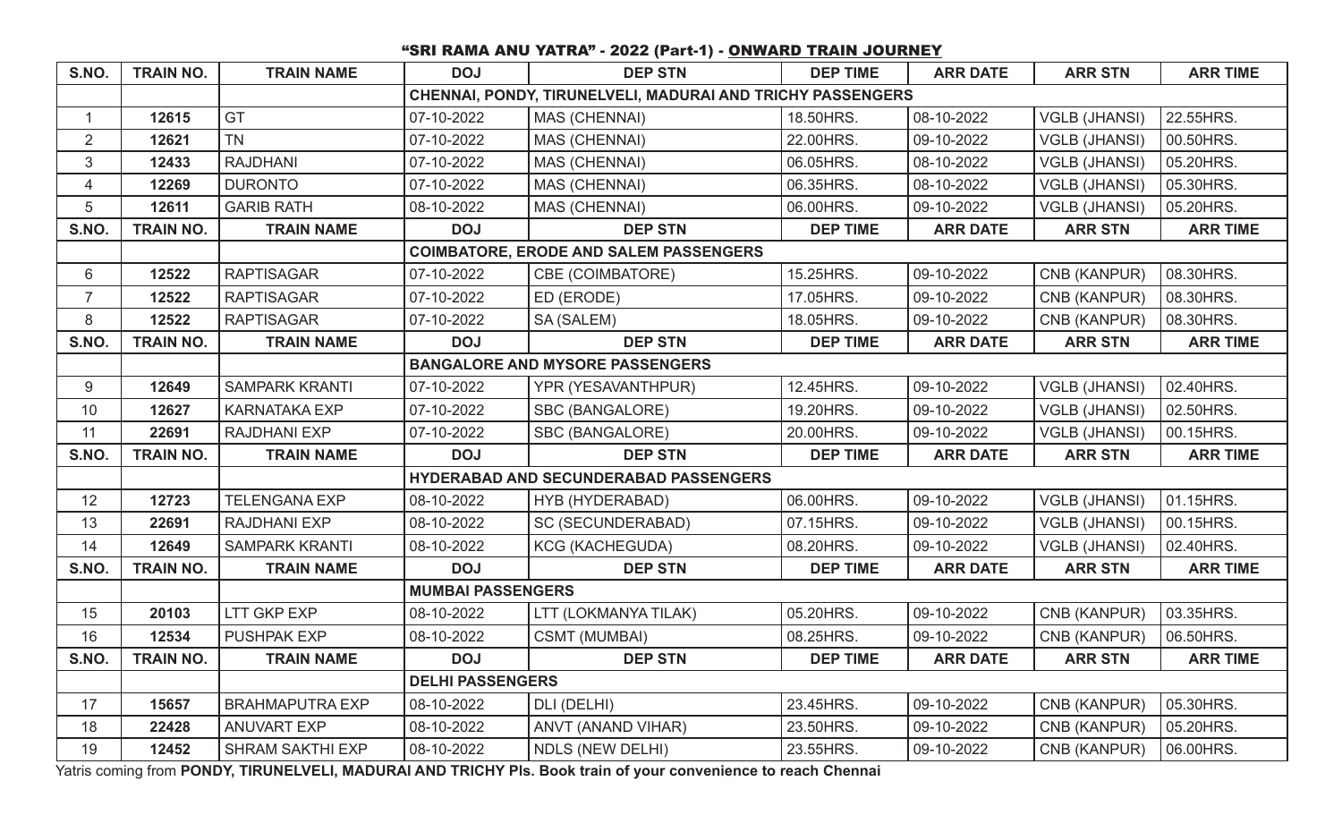## "SRI RAMA ANU YATRA" - 2022 (Part-1) - ONWARD TRAIN JOURNEY

| S.NO. | TRAIN NO. | TRAIN NAME | DOJ | DEP STN | DEP TIME | ARR DATE | ARR STN | ARR TIME |
|---|---|---|---|---|---|---|---|---|
| | | | **CHENNAI, PONDY, TIRUNELVELI, MADURAI AND TRICHY PASSENGERS** | | | | | |
| 1 | **12615** | GT | 07-10-2022 | MAS (CHENNAI) | 18.50HRS. | 08-10-2022 | VGLB (JHANSI) | 22.55HRS. |
| 2 | **12621** | TN | 07-10-2022 | MAS (CHENNAI) | 22.00HRS. | 09-10-2022 | VGLB (JHANSI) | 00.50HRS. |
| 3 | **12433** | RAJDHANI | 07-10-2022 | MAS (CHENNAI) | 06.05HRS. | 08-10-2022 | VGLB (JHANSI) | 05.20HRS. |
| 4 | **12269** | DURONTO | 07-10-2022 | MAS (CHENNAI) | 06.35HRS. | 08-10-2022 | VGLB (JHANSI) | 05.30HRS. |
| 5 | **12611** | GARIB RATH | 08-10-2022 | MAS (CHENNAI) | 06.00HRS. | 09-10-2022 | VGLB (JHANSI) | 05.20HRS. |
| **S.NO.** | **TRAIN NO.** | **TRAIN NAME** | **DOJ** | **DEP STN** | **DEP TIME** | **ARR DATE** | **ARR STN** | **ARR TIME** |
| | | | **COIMBATORE, ERODE AND SALEM PASSENGERS** | | | | | |
| 6 | **12522** | RAPTISAGAR | 07-10-2022 | CBE (COIMBATORE) | 15.25HRS. | 09-10-2022 | CNB (KANPUR) | 08.30HRS. |
| 7 | **12522** | RAPTISAGAR | 07-10-2022 | ED (ERODE) | 17.05HRS. | 09-10-2022 | CNB (KANPUR) | 08.30HRS. |
| 8 | **12522** | RAPTISAGAR | 07-10-2022 | SA (SALEM) | 18.05HRS. | 09-10-2022 | CNB (KANPUR) | 08.30HRS. |
| **S.NO.** | **TRAIN NO.** | **TRAIN NAME** | **DOJ** | **DEP STN** | **DEP TIME** | **ARR DATE** | **ARR STN** | **ARR TIME** |
| | | | **BANGALORE AND MYSORE PASSENGERS** | | | | | |
| 9 | **12649** | SAMPARK KRANTI | 07-10-2022 | YPR (YESAVANTHPUR) | 12.45HRS. | 09-10-2022 | VGLB (JHANSI) | 02.40HRS. |
| 10 | **12627** | KARNATAKA EXP | 07-10-2022 | SBC (BANGALORE) | 19.20HRS. | 09-10-2022 | VGLB (JHANSI) | 02.50HRS. |
| 11 | **22691** | RAJDHANI EXP | 07-10-2022 | SBC (BANGALORE) | 20.00HRS. | 09-10-2022 | VGLB (JHANSI) | 00.15HRS. |
| **S.NO.** | **TRAIN NO.** | **TRAIN NAME** | **DOJ** | **DEP STN** | **DEP TIME** | **ARR DATE** | **ARR STN** | **ARR TIME** |
| | | | **HYDERABAD AND SECUNDERABAD PASSENGERS** | | | | | |
| 12 | **12723** | TELENGANA EXP | 08-10-2022 | HYB (HYDERABAD) | 06.00HRS. | 09-10-2022 | VGLB (JHANSI) | 01.15HRS. |
| 13 | **22691** | RAJDHANI EXP | 08-10-2022 | SC (SECUNDERABAD) | 07.15HRS. | 09-10-2022 | VGLB (JHANSI) | 00.15HRS. |
| 14 | **12649** | SAMPARK KRANTI | 08-10-2022 | KCG (KACHEGUDA) | 08.20HRS. | 09-10-2022 | VGLB (JHANSI) | 02.40HRS. |
| **S.NO.** | **TRAIN NO.** | **TRAIN NAME** | **DOJ** | **DEP STN** | **DEP TIME** | **ARR DATE** | **ARR STN** | **ARR TIME** |
| | | | **MUMBAI PASSENGERS** | | | | | |
| 15 | **20103** | LTT GKP EXP | 08-10-2022 | LTT (LOKMANYA TILAK) | 05.20HRS. | 09-10-2022 | CNB (KANPUR) | 03.35HRS. |
| 16 | **12534** | PUSHPAK EXP | 08-10-2022 | CSMT (MUMBAI) | 08.25HRS. | 09-10-2022 | CNB (KANPUR) | 06.50HRS. |
| **S.NO.** | **TRAIN NO.** | **TRAIN NAME** | **DOJ** | **DEP STN** | **DEP TIME** | **ARR DATE** | **ARR STN** | **ARR TIME** |
| | | | **DELHI PASSENGERS** | | | | | |
| 17 | **15657** | BRAHMAPUTRA EXP | 08-10-2022 | DLI (DELHI) | 23.45HRS. | 09-10-2022 | CNB (KANPUR) | 05.30HRS. |
| 18 | **22428** | ANUVART EXP | 08-10-2022 | ANVT (ANAND VIHAR) | 23.50HRS. | 09-10-2022 | CNB (KANPUR) | 05.20HRS. |
| 19 | **12452** | SHRAM SAKTHI EXP | 08-10-2022 | NDLS (NEW DELHI) | 23.55HRS. | 09-10-2022 | CNB (KANPUR) | 06.00HRS. |

Yatris coming from **PONDY, TIRUNELVELI, MADURAI AND TRICHY Pls. Book train of your convenience to reach Chennai**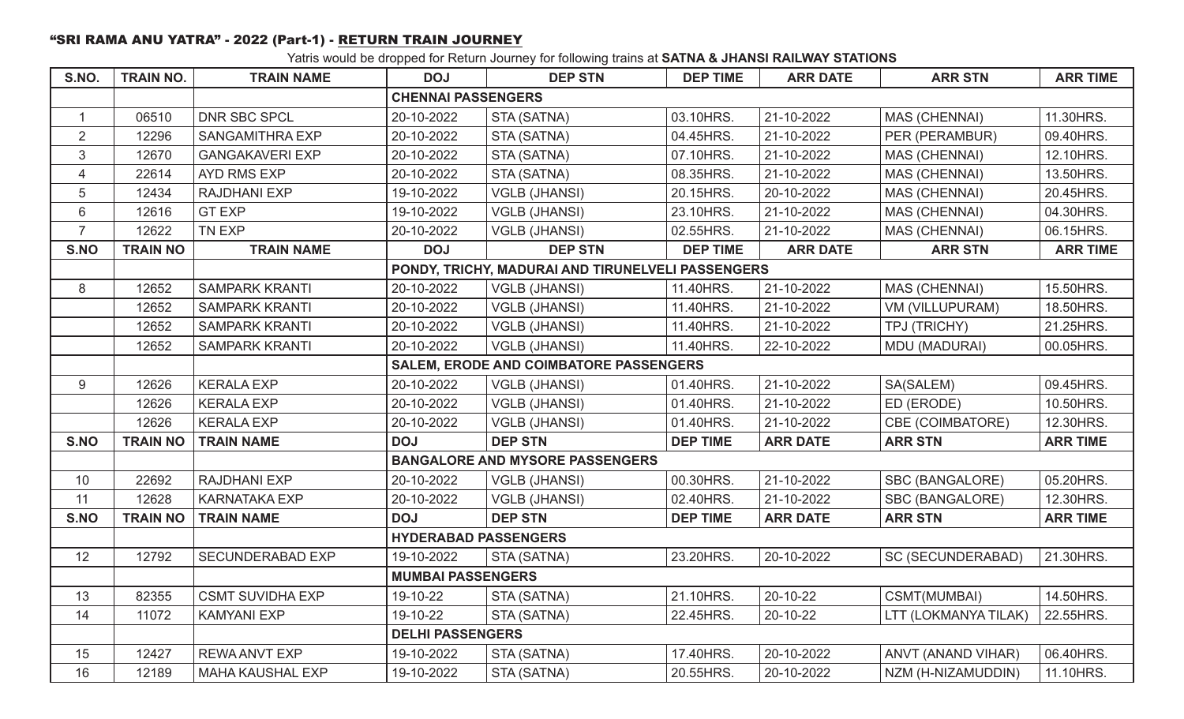## "SRI RAMA ANU YATRA" - 2022 (Part-1) - RETURN TRAIN JOURNEY

Yatris would be dropped for Return Journey for following trains at **SATNA & JHANSI RAILWAY STATIONS**

| S.NO. | TRAIN NO. | TRAIN NAME | DOJ | DEP STN | DEP TIME | ARR DATE | ARR STN | ARR TIME |
|---|---|---|---|---|---|---|---|---|
| | | | **CHENNAI PASSENGERS** | | | | | |
| 1 | 06510 | DNR SBC SPCL | 20-10-2022 | STA (SATNA) | 03.10HRS. | 21-10-2022 | MAS (CHENNAI) | 11.30HRS. |
| 2 | 12296 | SANGAMITHRA EXP | 20-10-2022 | STA (SATNA) | 04.45HRS. | 21-10-2022 | PER (PERAMBUR) | 09.40HRS. |
| 3 | 12670 | GANGAKAVERI EXP | 20-10-2022 | STA (SATNA) | 07.10HRS. | 21-10-2022 | MAS (CHENNAI) | 12.10HRS. |
| 4 | 22614 | AYD RMS EXP | 20-10-2022 | STA (SATNA) | 08.35HRS. | 21-10-2022 | MAS (CHENNAI) | 13.50HRS. |
| 5 | 12434 | RAJDHANI EXP | 19-10-2022 | VGLB (JHANSI) | 20.15HRS. | 20-10-2022 | MAS (CHENNAI) | 20.45HRS. |
| 6 | 12616 | GT EXP | 19-10-2022 | VGLB (JHANSI) | 23.10HRS. | 21-10-2022 | MAS (CHENNAI) | 04.30HRS. |
| 7 | 12622 | TN EXP | 20-10-2022 | VGLB (JHANSI) | 02.55HRS. | 21-10-2022 | MAS (CHENNAI) | 06.15HRS. |
| **S.NO** | **TRAIN NO** | **TRAIN NAME** | **DOJ** | **DEP STN** | **DEP TIME** | **ARR DATE** | **ARR STN** | **ARR TIME** |
| | | | **PONDY, TRICHY, MADURAI AND TIRUNELVELI PASSENGERS** | | | | | |
| 8 | 12652 | SAMPARK KRANTI | 20-10-2022 | VGLB (JHANSI) | 11.40HRS. | 21-10-2022 | MAS (CHENNAI) | 15.50HRS. |
| | 12652 | SAMPARK KRANTI | 20-10-2022 | VGLB (JHANSI) | 11.40HRS. | 21-10-2022 | VM (VILLUPURAM) | 18.50HRS. |
| | 12652 | SAMPARK KRANTI | 20-10-2022 | VGLB (JHANSI) | 11.40HRS. | 21-10-2022 | TPJ (TRICHY) | 21.25HRS. |
| | 12652 | SAMPARK KRANTI | 20-10-2022 | VGLB (JHANSI) | 11.40HRS. | 22-10-2022 | MDU (MADURAI) | 00.05HRS. |
| | | | **SALEM, ERODE AND COIMBATORE PASSENGERS** | | | | | |
| 9 | 12626 | KERALA EXP | 20-10-2022 | VGLB (JHANSI) | 01.40HRS. | 21-10-2022 | SA(SALEM) | 09.45HRS. |
| | 12626 | KERALA EXP | 20-10-2022 | VGLB (JHANSI) | 01.40HRS. | 21-10-2022 | ED (ERODE) | 10.50HRS. |
| | 12626 | KERALA EXP | 20-10-2022 | VGLB (JHANSI) | 01.40HRS. | 21-10-2022 | CBE (COIMBATORE) | 12.30HRS. |
| **S.NO** | **TRAIN NO** | **TRAIN NAME** | **DOJ** | **DEP STN** | **DEP TIME** | **ARR DATE** | **ARR STN** | **ARR TIME** |
| | | | **BANGALORE AND MYSORE PASSENGERS** | | | | | |
| 10 | 22692 | RAJDHANI EXP | 20-10-2022 | VGLB (JHANSI) | 00.30HRS. | 21-10-2022 | SBC (BANGALORE) | 05.20HRS. |
| 11 | 12628 | KARNATAKA EXP | 20-10-2022 | VGLB (JHANSI) | 02.40HRS. | 21-10-2022 | SBC (BANGALORE) | 12.30HRS. |
| **S.NO** | **TRAIN NO** | **TRAIN NAME** | **DOJ** | **DEP STN** | **DEP TIME** | **ARR DATE** | **ARR STN** | **ARR TIME** |
| | | | **HYDERABAD PASSENGERS** | | | | | |
| 12 | 12792 | SECUNDERABAD EXP | 19-10-2022 | STA (SATNA) | 23.20HRS. | 20-10-2022 | SC (SECUNDERABAD) | 21.30HRS. |
| | | | **MUMBAI PASSENGERS** | | | | | |
| 13 | 82355 | CSMT SUVIDHA EXP | 19-10-22 | STA (SATNA) | 21.10HRS. | 20-10-22 | CSMT(MUMBAI) | 14.50HRS. |
| 14 | 11072 | KAMYANI EXP | 19-10-22 | STA (SATNA) | 22.45HRS. | 20-10-22 | LTT (LOKMANYA TILAK) | 22.55HRS. |
| | | | **DELHI PASSENGERS** | | | | | |
| 15 | 12427 | REWA ANVT EXP | 19-10-2022 | STA (SATNA) | 17.40HRS. | 20-10-2022 | ANVT (ANAND VIHAR) | 06.40HRS. |
| 16 | 12189 | MAHA KAUSHAL EXP | 19-10-2022 | STA (SATNA) | 20.55HRS. | 20-10-2022 | NZM (H-NIZAMUDDIN) | 11.10HRS. |